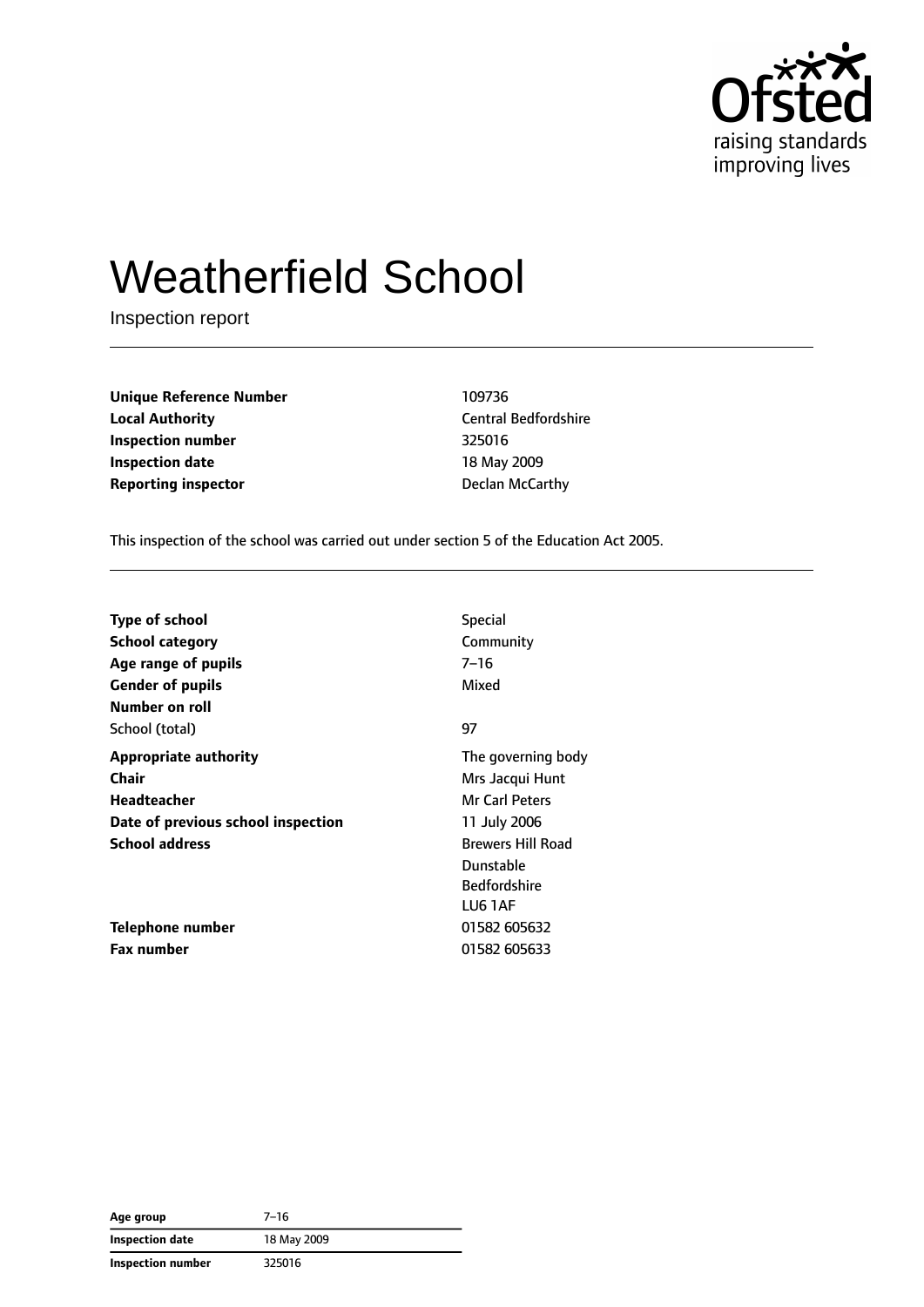Ofsted
raising standards
improving lives

# Weatherfield School

Inspection report

| | |
|---|---|
| **Unique Reference Number** | 109736 |
| **Local Authority** | Central Bedfordshire |
| **Inspection number** | 325016 |
| **Inspection date** | 18 May 2009 |
| **Reporting inspector** | Declan McCarthy |

This inspection of the school was carried out under section 5 of the Education Act 2005.

| | |
|---|---|
| **Type of school** | Special |
| **School category** | Community |
| **Age range of pupils** | 7–16 |
| **Gender of pupils** | Mixed |
| **Number on roll** | |
| School (total) | 97 |
| **Appropriate authority** | The governing body |
| **Chair** | Mrs Jacqui Hunt |
| **Headteacher** | Mr Carl Peters |
| **Date of previous school inspection** | 11 July 2006 |
| **School address** | Brewers Hill Road<br>Dunstable<br>Bedfordshire<br>LU6 1AF |
| **Telephone number** | 01582 605632 |
| **Fax number** | 01582 605633 |

| | |
|---|---|
| **Age group** | 7–16 |
| **Inspection date** | 18 May 2009 |
| **Inspection number** | 325016 |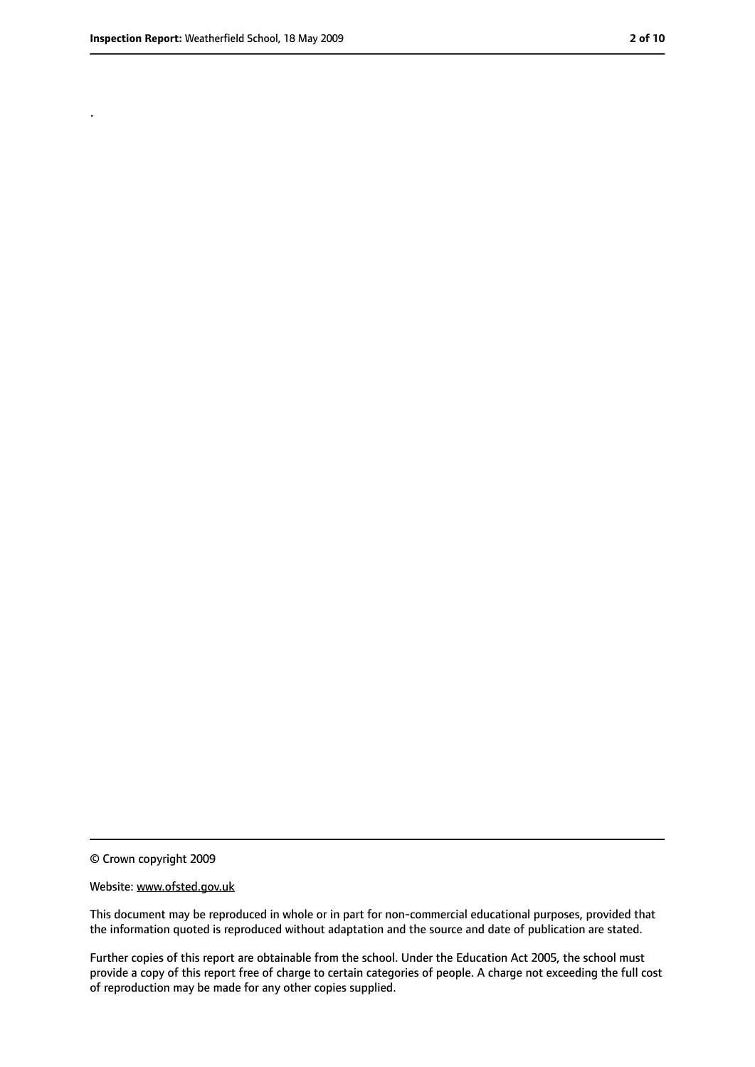.

© Crown copyright 2009

Website: www.ofsted.gov.uk

This document may be reproduced in whole or in part for non-commercial educational purposes, provided that the information quoted is reproduced without adaptation and the source and date of publication are stated.

Further copies of this report are obtainable from the school. Under the Education Act 2005, the school must provide a copy of this report free of charge to certain categories of people. A charge not exceeding the full cost of reproduction may be made for any other copies supplied.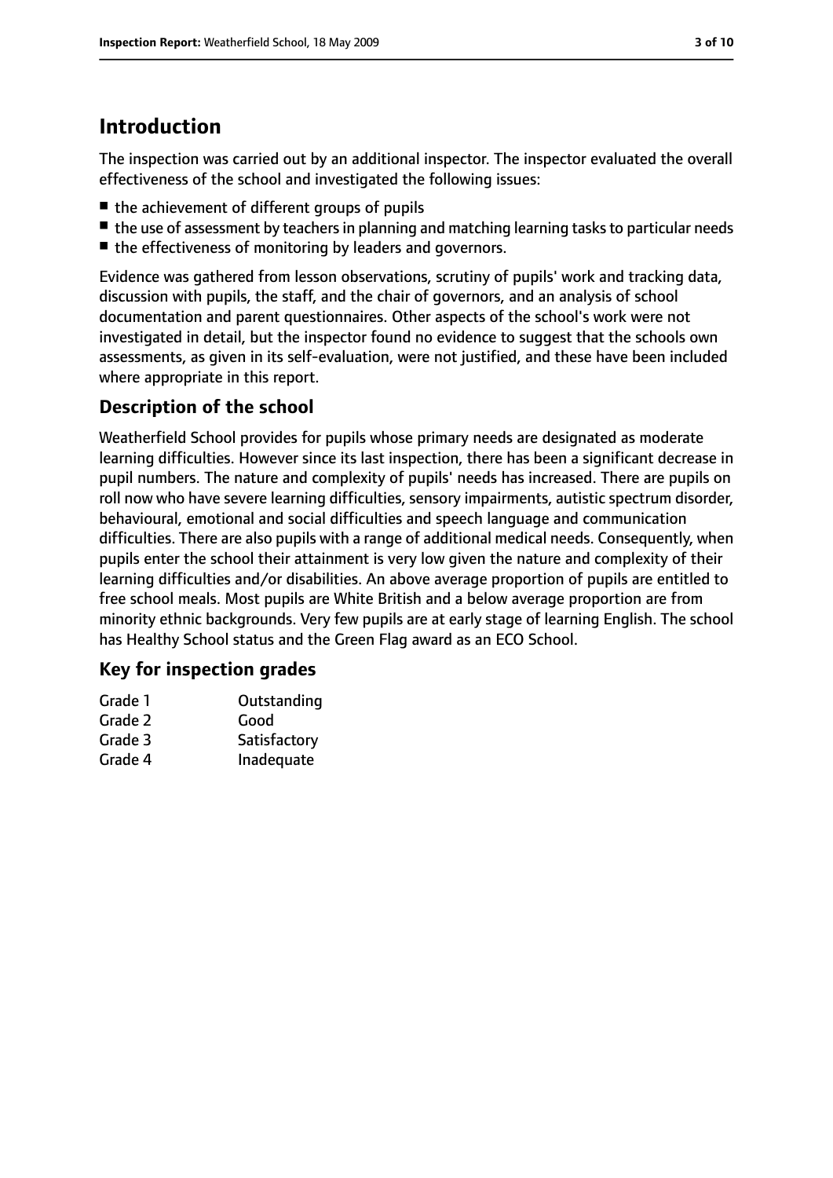# Introduction

The inspection was carried out by an additional inspector. The inspector evaluated the overall effectiveness of the school and investigated the following issues:

- the achievement of different groups of pupils
- the use of assessment by teachers in planning and matching learning tasks to particular needs
- the effectiveness of monitoring by leaders and governors.

Evidence was gathered from lesson observations, scrutiny of pupils' work and tracking data, discussion with pupils, the staff, and the chair of governors, and an analysis of school documentation and parent questionnaires. Other aspects of the school's work were not investigated in detail, but the inspector found no evidence to suggest that the schools own assessments, as given in its self-evaluation, were not justified, and these have been included where appropriate in this report.

## Description of the school

Weatherfield School provides for pupils whose primary needs are designated as moderate learning difficulties. However since its last inspection, there has been a significant decrease in pupil numbers. The nature and complexity of pupils' needs has increased. There are pupils on roll now who have severe learning difficulties, sensory impairments, autistic spectrum disorder, behavioural, emotional and social difficulties and speech language and communication difficulties. There are also pupils with a range of additional medical needs. Consequently, when pupils enter the school their attainment is very low given the nature and complexity of their learning difficulties and/or disabilities. An above average proportion of pupils are entitled to free school meals. Most pupils are White British and a below average proportion are from minority ethnic backgrounds. Very few pupils are at early stage of learning English. The school has Healthy School status and the Green Flag award as an ECO School.

## Key for inspection grades

| | |
|---|---|
| Grade 1 | Outstanding |
| Grade 2 | Good |
| Grade 3 | Satisfactory |
| Grade 4 | Inadequate |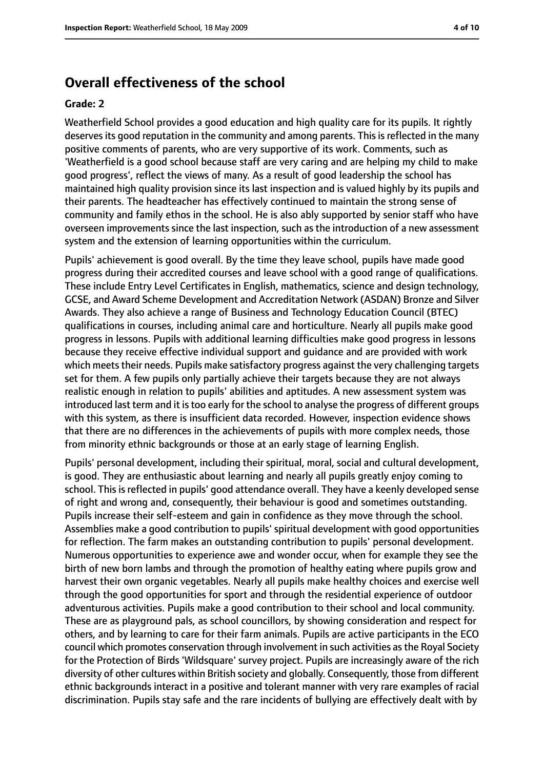## Overall effectiveness of the school

### Grade: 2

Weatherfield School provides a good education and high quality care for its pupils. It rightly deserves its good reputation in the community and among parents. This is reflected in the many positive comments of parents, who are very supportive of its work. Comments, such as 'Weatherfield is a good school because staff are very caring and are helping my child to make good progress', reflect the views of many. As a result of good leadership the school has maintained high quality provision since its last inspection and is valued highly by its pupils and their parents. The headteacher has effectively continued to maintain the strong sense of community and family ethos in the school. He is also ably supported by senior staff who have overseen improvements since the last inspection, such as the introduction of a new assessment system and the extension of learning opportunities within the curriculum.

Pupils' achievement is good overall. By the time they leave school, pupils have made good progress during their accredited courses and leave school with a good range of qualifications. These include Entry Level Certificates in English, mathematics, science and design technology, GCSE, and Award Scheme Development and Accreditation Network (ASDAN) Bronze and Silver Awards. They also achieve a range of Business and Technology Education Council (BTEC) qualifications in courses, including animal care and horticulture. Nearly all pupils make good progress in lessons. Pupils with additional learning difficulties make good progress in lessons because they receive effective individual support and guidance and are provided with work which meets their needs. Pupils make satisfactory progress against the very challenging targets set for them. A few pupils only partially achieve their targets because they are not always realistic enough in relation to pupils' abilities and aptitudes. A new assessment system was introduced last term and it is too early for the school to analyse the progress of different groups with this system, as there is insufficient data recorded. However, inspection evidence shows that there are no differences in the achievements of pupils with more complex needs, those from minority ethnic backgrounds or those at an early stage of learning English.

Pupils' personal development, including their spiritual, moral, social and cultural development, is good. They are enthusiastic about learning and nearly all pupils greatly enjoy coming to school. This is reflected in pupils' good attendance overall. They have a keenly developed sense of right and wrong and, consequently, their behaviour is good and sometimes outstanding. Pupils increase their self-esteem and gain in confidence as they move through the school. Assemblies make a good contribution to pupils' spiritual development with good opportunities for reflection. The farm makes an outstanding contribution to pupils' personal development. Numerous opportunities to experience awe and wonder occur, when for example they see the birth of new born lambs and through the promotion of healthy eating where pupils grow and harvest their own organic vegetables. Nearly all pupils make healthy choices and exercise well through the good opportunities for sport and through the residential experience of outdoor adventurous activities. Pupils make a good contribution to their school and local community. These are as playground pals, as school councillors, by showing consideration and respect for others, and by learning to care for their farm animals. Pupils are active participants in the ECO council which promotes conservation through involvement in such activities as the Royal Society for the Protection of Birds 'Wildsquare' survey project. Pupils are increasingly aware of the rich diversity of other cultures within British society and globally. Consequently, those from different ethnic backgrounds interact in a positive and tolerant manner with very rare examples of racial discrimination. Pupils stay safe and the rare incidents of bullying are effectively dealt with by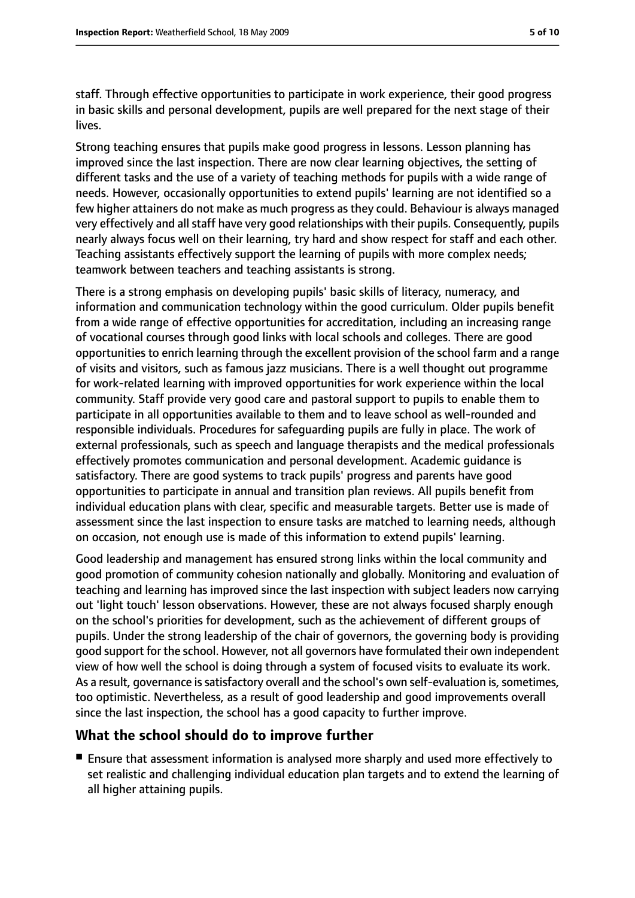staff. Through effective opportunities to participate in work experience, their good progress in basic skills and personal development, pupils are well prepared for the next stage of their lives.

Strong teaching ensures that pupils make good progress in lessons. Lesson planning has improved since the last inspection. There are now clear learning objectives, the setting of different tasks and the use of a variety of teaching methods for pupils with a wide range of needs. However, occasionally opportunities to extend pupils' learning are not identified so a few higher attainers do not make as much progress as they could. Behaviour is always managed very effectively and all staff have very good relationships with their pupils. Consequently, pupils nearly always focus well on their learning, try hard and show respect for staff and each other. Teaching assistants effectively support the learning of pupils with more complex needs; teamwork between teachers and teaching assistants is strong.

There is a strong emphasis on developing pupils' basic skills of literacy, numeracy, and information and communication technology within the good curriculum. Older pupils benefit from a wide range of effective opportunities for accreditation, including an increasing range of vocational courses through good links with local schools and colleges. There are good opportunities to enrich learning through the excellent provision of the school farm and a range of visits and visitors, such as famous jazz musicians. There is a well thought out programme for work-related learning with improved opportunities for work experience within the local community. Staff provide very good care and pastoral support to pupils to enable them to participate in all opportunities available to them and to leave school as well-rounded and responsible individuals. Procedures for safeguarding pupils are fully in place. The work of external professionals, such as speech and language therapists and the medical professionals effectively promotes communication and personal development. Academic guidance is satisfactory. There are good systems to track pupils' progress and parents have good opportunities to participate in annual and transition plan reviews. All pupils benefit from individual education plans with clear, specific and measurable targets. Better use is made of assessment since the last inspection to ensure tasks are matched to learning needs, although on occasion, not enough use is made of this information to extend pupils' learning.

Good leadership and management has ensured strong links within the local community and good promotion of community cohesion nationally and globally. Monitoring and evaluation of teaching and learning has improved since the last inspection with subject leaders now carrying out 'light touch' lesson observations. However, these are not always focused sharply enough on the school's priorities for development, such as the achievement of different groups of pupils. Under the strong leadership of the chair of governors, the governing body is providing good support for the school. However, not all governors have formulated their own independent view of how well the school is doing through a system of focused visits to evaluate its work. As a result, governance is satisfactory overall and the school's own self-evaluation is, sometimes, too optimistic. Nevertheless, as a result of good leadership and good improvements overall since the last inspection, the school has a good capacity to further improve.

## What the school should do to improve further

- Ensure that assessment information is analysed more sharply and used more effectively to set realistic and challenging individual education plan targets and to extend the learning of all higher attaining pupils.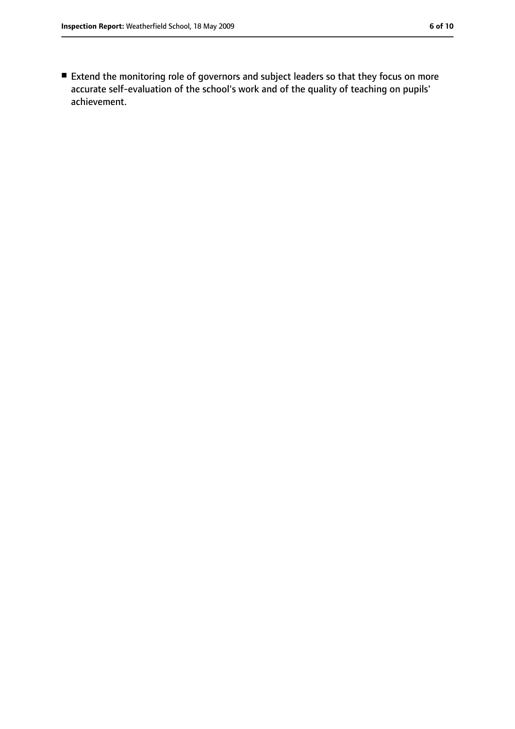- Extend the monitoring role of governors and subject leaders so that they focus on more accurate self-evaluation of the school's work and of the quality of teaching on pupils' achievement.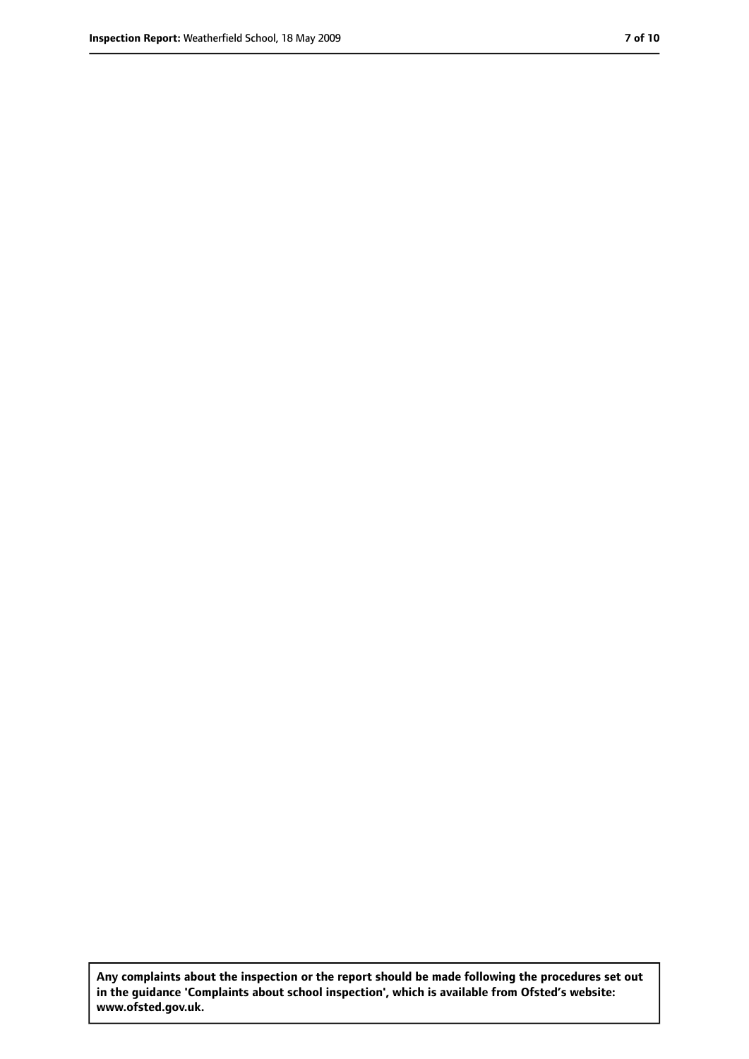**Any complaints about the inspection or the report should be made following the procedures set out in the guidance 'Complaints about school inspection', which is available from Ofsted's website: www.ofsted.gov.uk.**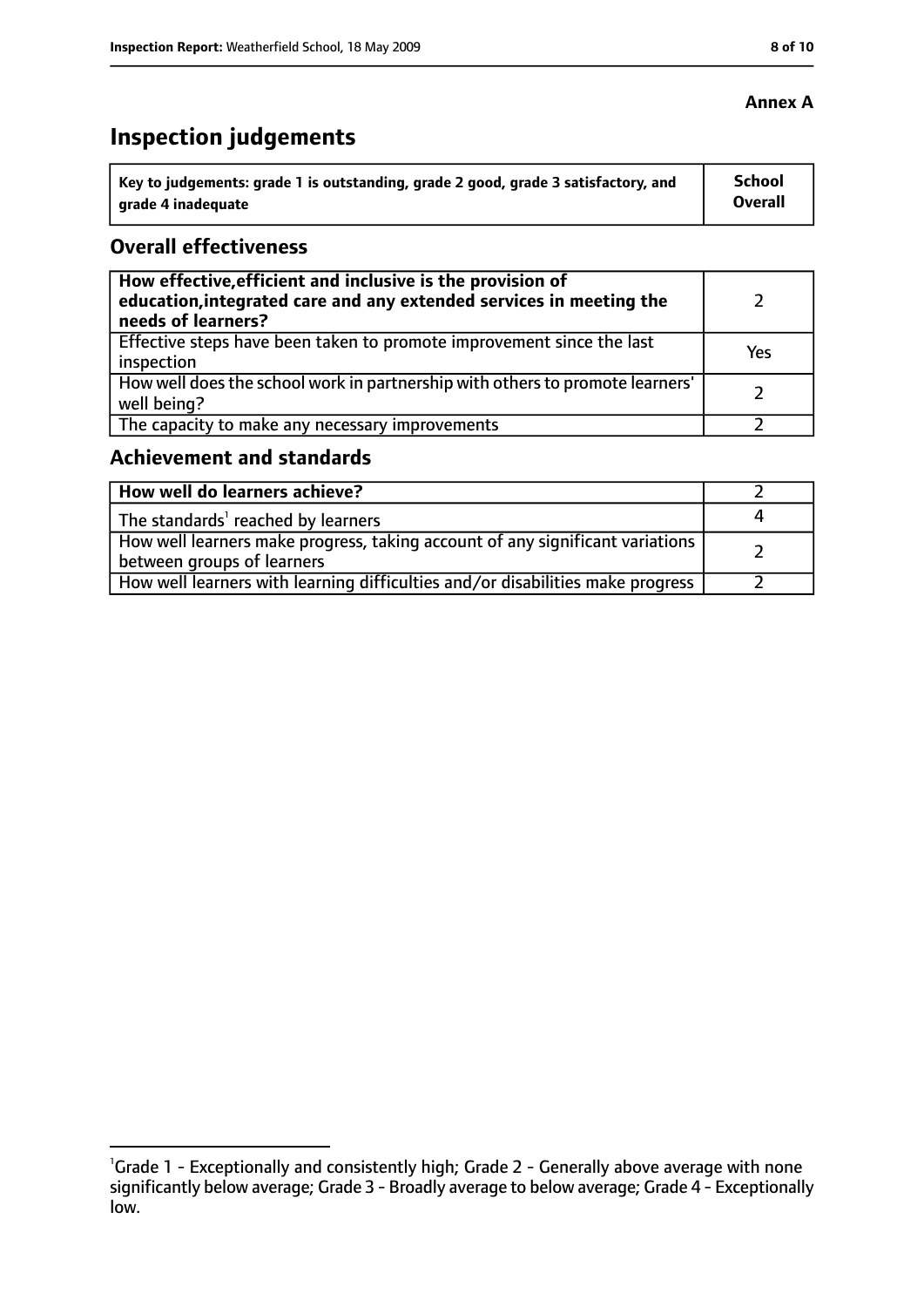**Annex A**

# Inspection judgements

| Key to judgements: grade 1 is outstanding, grade 2 good, grade 3 satisfactory, and grade 4 inadequate | School Overall |
|---|---|

## Overall effectiveness

| | |
|---|---|
| **How effective, efficient and inclusive is the provision of education, integrated care and any extended services in meeting the needs of learners?** | 2 |
| Effective steps have been taken to promote improvement since the last inspection | Yes |
| How well does the school work in partnership with others to promote learners' well being? | 2 |
| The capacity to make any necessary improvements | 2 |

## Achievement and standards

| | |
|---|---|
| **How well do learners achieve?** | 2 |
| The standards[1] reached by learners | 4 |
| How well learners make progress, taking account of any significant variations between groups of learners | 2 |
| How well learners with learning difficulties and/or disabilities make progress | 2 |

[1]Grade 1 - Exceptionally and consistently high; Grade 2 - Generally above average with none significantly below average; Grade 3 - Broadly average to below average; Grade 4 - Exceptionally low.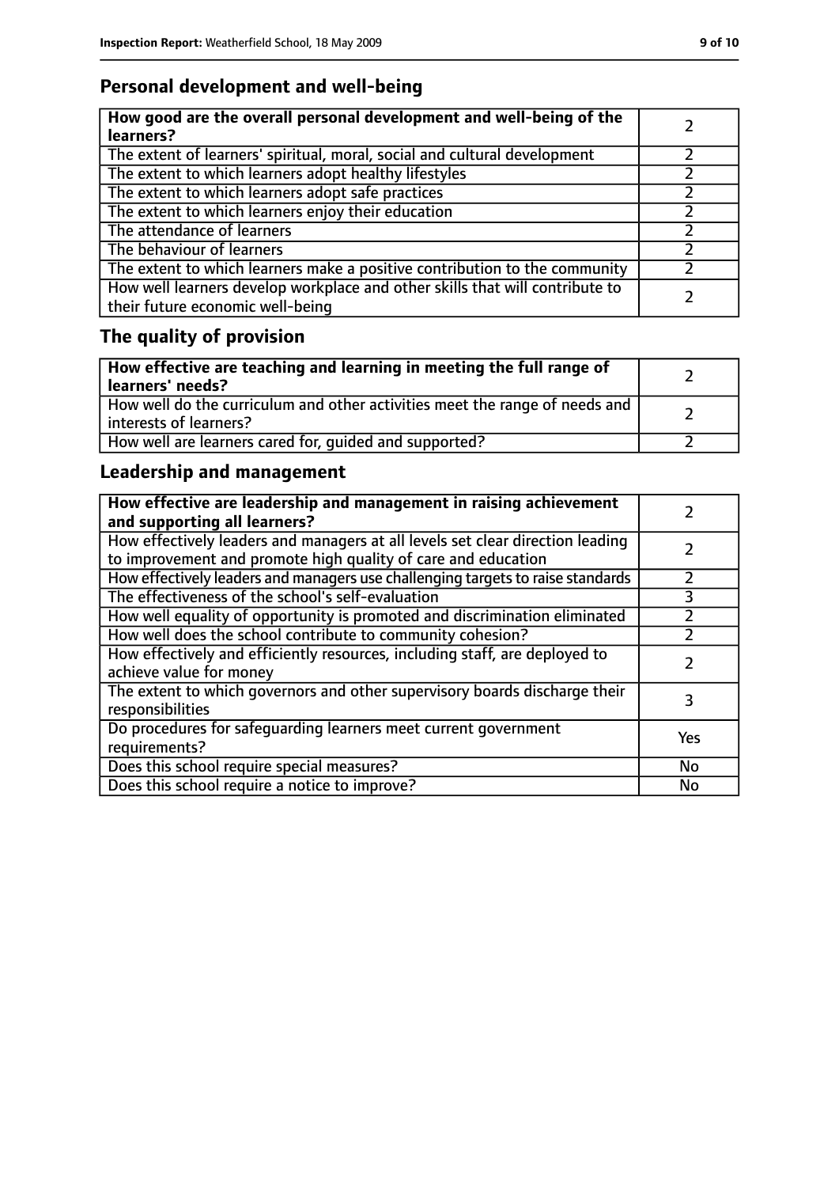## Personal development and well-being

| How good are the overall personal development and well-being of the learners? | 2 |
|---|---|
| The extent of learners' spiritual, moral, social and cultural development | 2 |
| The extent to which learners adopt healthy lifestyles | 2 |
| The extent to which learners adopt safe practices | 2 |
| The extent to which learners enjoy their education | 2 |
| The attendance of learners | 2 |
| The behaviour of learners | 2 |
| The extent to which learners make a positive contribution to the community | 2 |
| How well learners develop workplace and other skills that will contribute to their future economic well-being | 2 |

## The quality of provision

| How effective are teaching and learning in meeting the full range of learners' needs? | 2 |
|---|---|
| How well do the curriculum and other activities meet the range of needs and interests of learners? | 2 |
| How well are learners cared for, guided and supported? | 2 |

## Leadership and management

| How effective are leadership and management in raising achievement and supporting all learners? | 2 |
|---|---|
| How effectively leaders and managers at all levels set clear direction leading to improvement and promote high quality of care and education | 2 |
| How effectively leaders and managers use challenging targets to raise standards | 2 |
| The effectiveness of the school's self-evaluation | 3 |
| How well equality of opportunity is promoted and discrimination eliminated | 2 |
| How well does the school contribute to community cohesion? | 2 |
| How effectively and efficiently resources, including staff, are deployed to achieve value for money | 2 |
| The extent to which governors and other supervisory boards discharge their responsibilities | 3 |
| Do procedures for safeguarding learners meet current government requirements? | Yes |
| Does this school require special measures? | No |
| Does this school require a notice to improve? | No |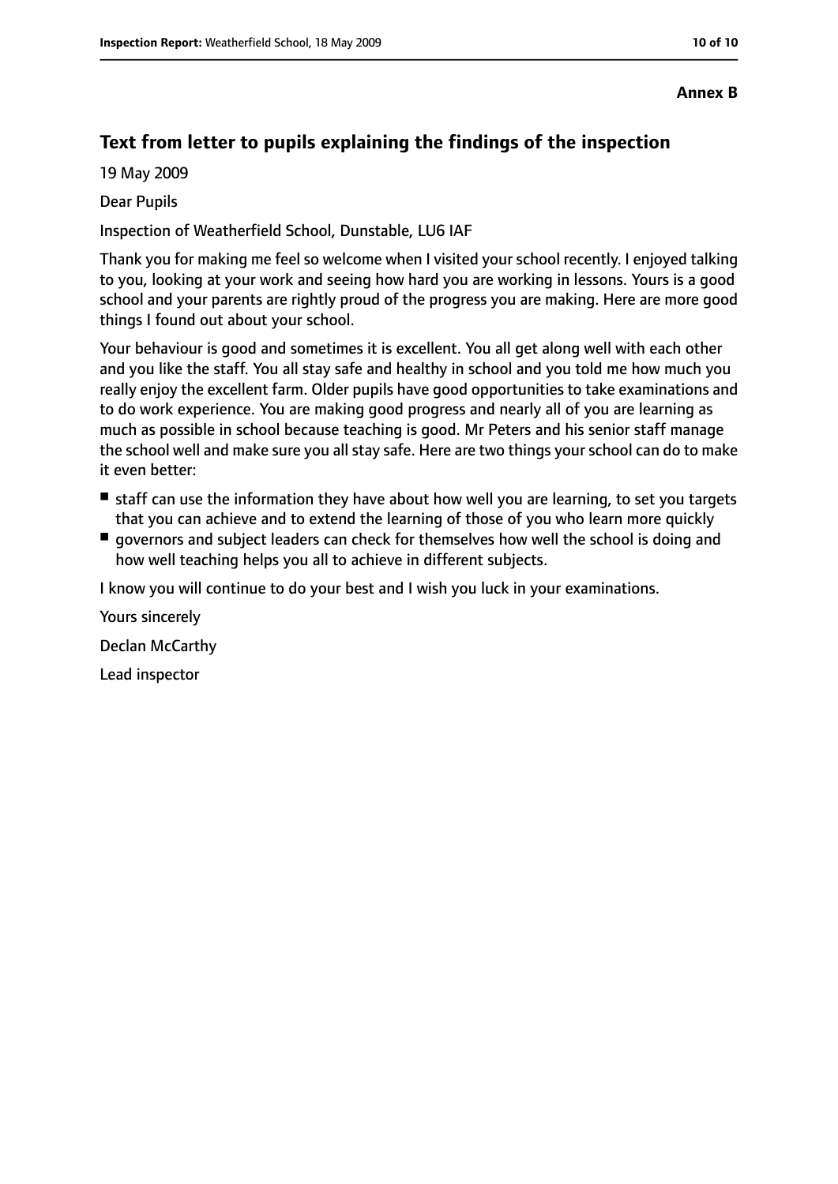**Annex B**

## Text from letter to pupils explaining the findings of the inspection

19 May 2009

Dear Pupils

Inspection of Weatherfield School, Dunstable, LU6 IAF

Thank you for making me feel so welcome when I visited your school recently. I enjoyed talking to you, looking at your work and seeing how hard you are working in lessons. Yours is a good school and your parents are rightly proud of the progress you are making. Here are more good things I found out about your school.

Your behaviour is good and sometimes it is excellent. You all get along well with each other and you like the staff. You all stay safe and healthy in school and you told me how much you really enjoy the excellent farm. Older pupils have good opportunities to take examinations and to do work experience. You are making good progress and nearly all of you are learning as much as possible in school because teaching is good. Mr Peters and his senior staff manage the school well and make sure you all stay safe. Here are two things your school can do to make it even better:

- staff can use the information they have about how well you are learning, to set you targets that you can achieve and to extend the learning of those of you who learn more quickly
- governors and subject leaders can check for themselves how well the school is doing and how well teaching helps you all to achieve in different subjects.

I know you will continue to do your best and I wish you luck in your examinations.

Yours sincerely

Declan McCarthy

Lead inspector